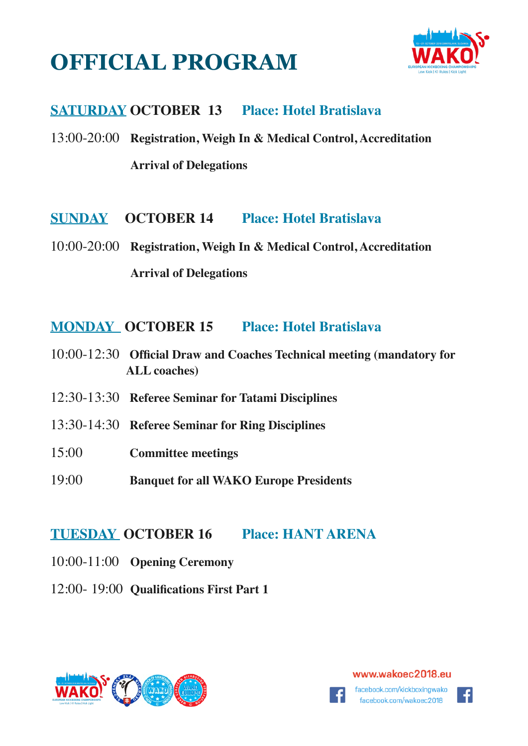# OFFICIAL PROGRAM

## SATURDAY OCTOBER 13 Place: Hotel Bratislava

13:00-20:00 **Registration, Weigh In & Medical Control, Accreditation**

**Arrival of Delegations**

## SUNDAY OCTOBER 14 Place: Hotel Bratislava

10:00-20:00 **Registration, Weigh In & Medical Control, Accreditation**

**Arrival of Delegations**

## MONDAY OCTOBER 15 Place: Hotel Bratislava

10:00-12:30 **Official Draw and Coaches Technical meeting (mandatory for ALL coaches)**

12:30-13:30 **Referee Seminar for Tatami Disciplines**

13:30-14:30 **Referee Seminar for Ring Disciplines**

15:00 **Committee meetings**

19:00 **Banquet for all WAKO Europe Presidents**

## TUESDAY OCTOBER 16 Place: HANT ARENA

10:00-11:00 **Opening Ceremony**

12:00- 19:00 **Qualifications First Part 1**

www.wakoec2018.eu

facebook.com/kickboxingwako

facebook.com/wakoec2018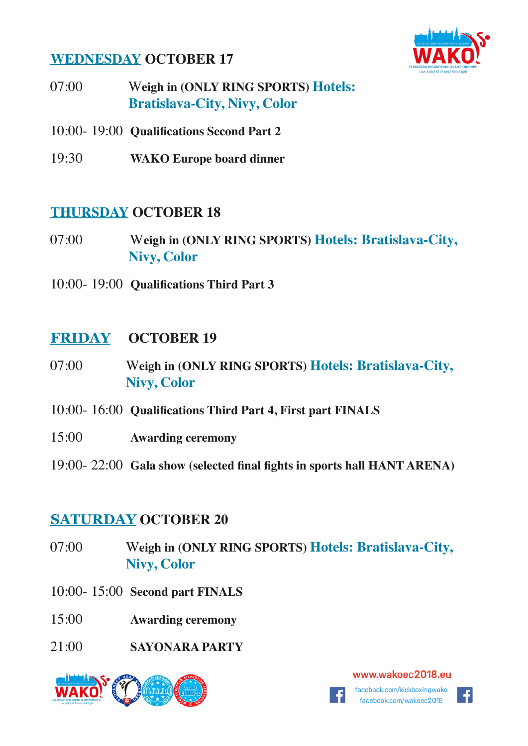## WEDNESDAY OCTOBER 17

07:00 **Weigh in (ONLY RING SPORTS) Hotels: Bratislava-City, Nivy, Color**

10:00- 19:00 **Qualifications Second Part 2**

19:30 **WAKO Europe board dinner**

## THURSDAY OCTOBER 18

07:00 **Weigh in (ONLY RING SPORTS) Hotels: Bratislava-City, Nivy, Color**

10:00- 19:00 **Qualifications Third Part 3**

## FRIDAY OCTOBER 19

07:00 **Weigh in (ONLY RING SPORTS) Hotels: Bratislava-City, Nivy, Color**

10:00- 16:00 **Qualifications Third Part 4, First part FINALS**

15:00 **Awarding ceremony**

19:00- 22:00 **Gala show (selected final fights in sports hall HANT ARENA)**

## SATURDAY OCTOBER 20

07:00 **Weigh in (ONLY RING SPORTS) Hotels: Bratislava-City, Nivy, Color**

10:00- 15:00 **Second part FINALS**

15:00 **Awarding ceremony**

21:00 **SAYONARA PARTY**

www.wakoec2018.eu

facebook.com/kickboxingwako

facebook.com/wakoec2018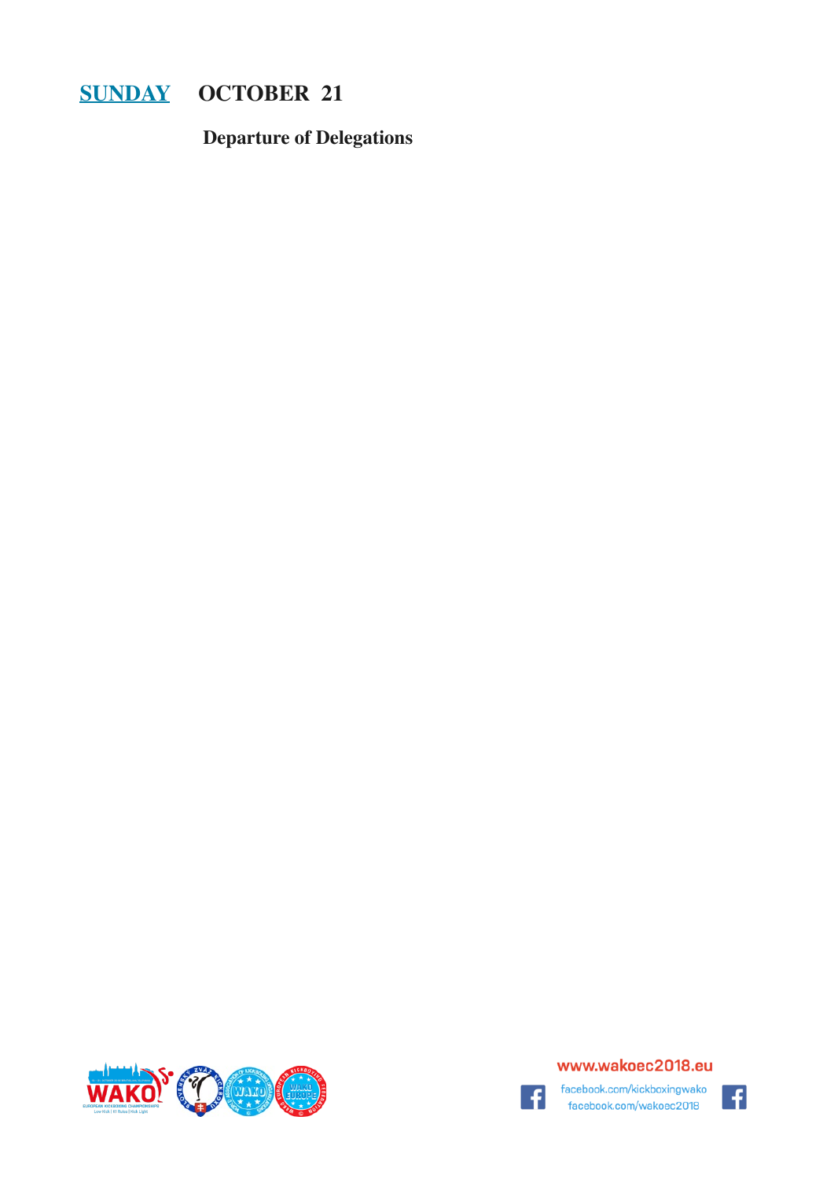## SUNDAY OCTOBER 21

**Departure of Delegations**